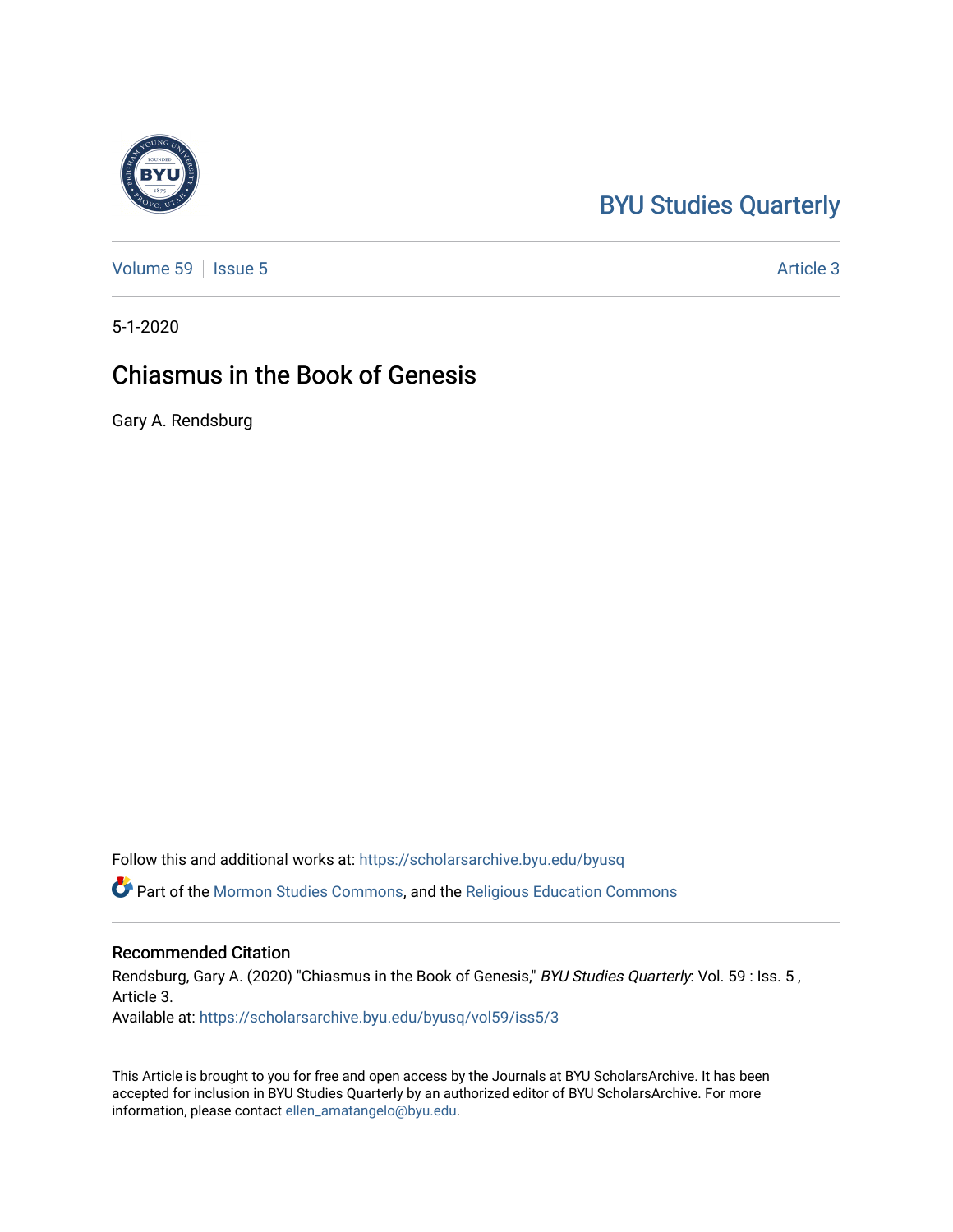BYU Studies Quarterly

Volume 59 | Issue 5 | Article 3

5-1-2020

# Chiasmus in the Book of Genesis

Gary A. Rendsburg

Follow this and additional works at: https://scholarsarchive.byu.edu/byusq

Part of the Mormon Studies Commons, and the Religious Education Commons

## Recommended Citation

Rendsburg, Gary A. (2020) "Chiasmus in the Book of Genesis," *BYU Studies Quarterly*: Vol. 59 : Iss. 5 , Article 3.

Available at: https://scholarsarchive.byu.edu/byusq/vol59/iss5/3

This Article is brought to you for free and open access by the Journals at BYU ScholarsArchive. It has been accepted for inclusion in BYU Studies Quarterly by an authorized editor of BYU ScholarsArchive. For more information, please contact ellen_amatangelo@byu.edu.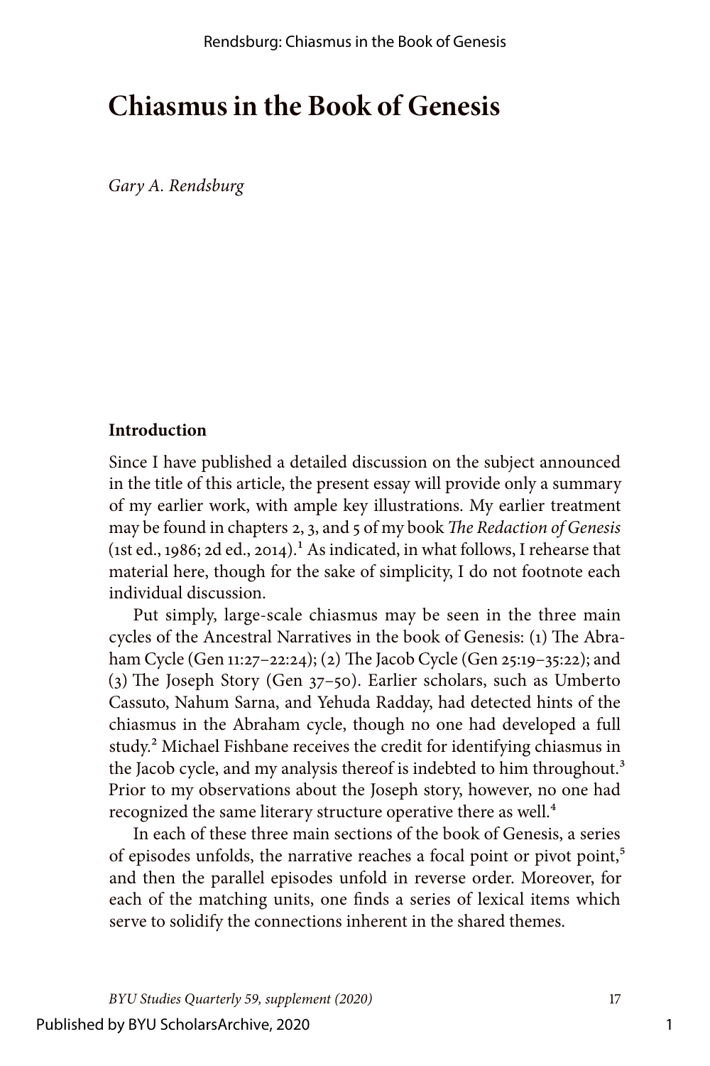# Chiasmus in the Book of Genesis

*Gary A. Rendsburg*

## Introduction

Since I have published a detailed discussion on the subject announced in the title of this article, the present essay will provide only a summary of my earlier work, with ample key illustrations. My earlier treatment may be found in chapters 2, 3, and 5 of my book *The Redaction of Genesis* (1st ed., 1986; 2d ed., 2014).[1] As indicated, in what follows, I rehearse that material here, though for the sake of simplicity, I do not footnote each individual discussion.

Put simply, large-scale chiasmus may be seen in the three main cycles of the Ancestral Narratives in the book of Genesis: (1) The Abraham Cycle (Gen 11:27–22:24); (2) The Jacob Cycle (Gen 25:19–35:22); and (3) The Joseph Story (Gen 37–50). Earlier scholars, such as Umberto Cassuto, Nahum Sarna, and Yehuda Radday, had detected hints of the chiasmus in the Abraham cycle, though no one had developed a full study.[2] Michael Fishbane receives the credit for identifying chiasmus in the Jacob cycle, and my analysis thereof is indebted to him throughout.[3] Prior to my observations about the Joseph story, however, no one had recognized the same literary structure operative there as well.[4]

In each of these three main sections of the book of Genesis, a series of episodes unfolds, the narrative reaches a focal point or pivot point,[5] and then the parallel episodes unfold in reverse order. Moreover, for each of the matching units, one finds a series of lexical items which serve to solidify the connections inherent in the shared themes.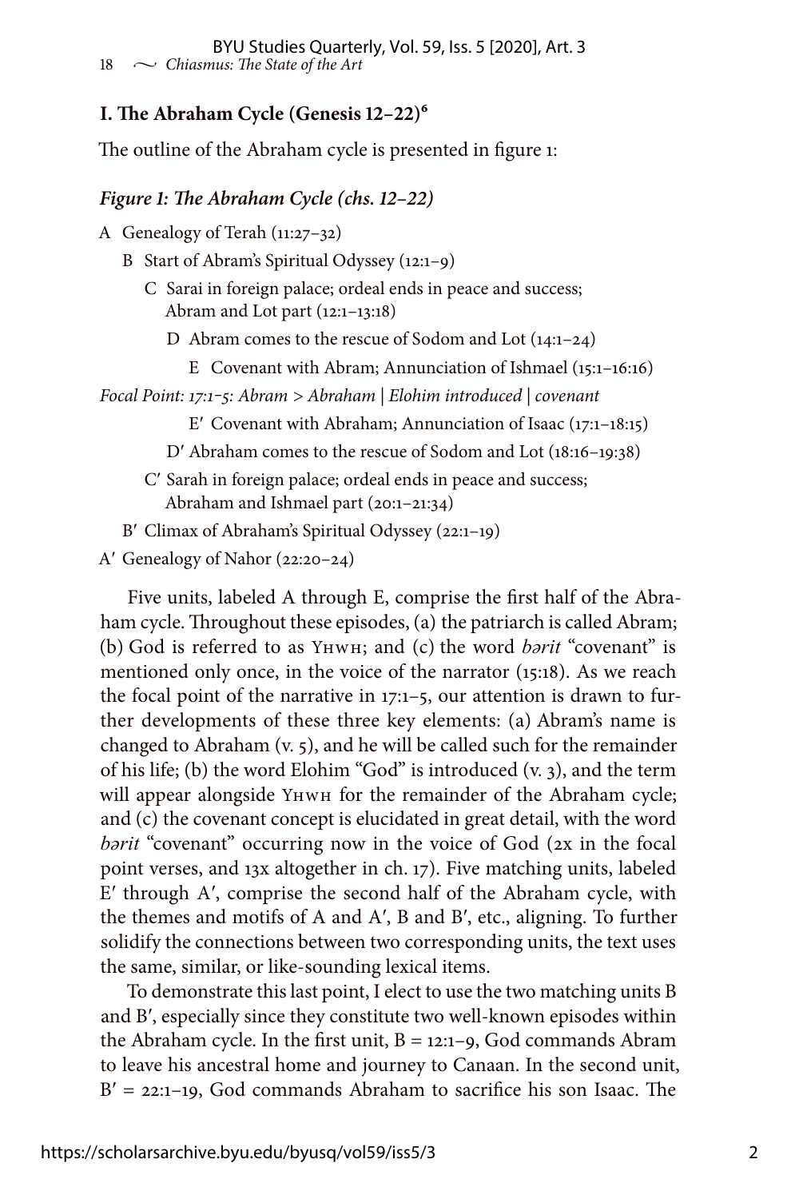## I. The Abraham Cycle (Genesis 12–22)[6]

The outline of the Abraham cycle is presented in figure 1:

### *Figure 1: The Abraham Cycle (chs. 12–22)*

A Genealogy of Terah (11:27–32)

  B Start of Abram's Spiritual Odyssey (12:1–9)

    C Sarai in foreign palace; ordeal ends in peace and success; Abram and Lot part (12:1–13:18)

      D Abram comes to the rescue of Sodom and Lot (14:1–24)

        E Covenant with Abram; Annunciation of Ishmael (15:1–16:16)

*Focal Point: 17:1–5: Abram > Abraham | Elohim introduced | covenant*

        E′ Covenant with Abraham; Annunciation of Isaac (17:1–18:15)

      D′ Abraham comes to the rescue of Sodom and Lot (18:16–19:38)

    C′ Sarah in foreign palace; ordeal ends in peace and success; Abraham and Ishmael part (20:1–21:34)

  B′ Climax of Abraham's Spiritual Odyssey (22:1–19)

A′ Genealogy of Nahor (22:20–24)

Five units, labeled A through E, comprise the first half of the Abraham cycle. Throughout these episodes, (a) the patriarch is called Abram; (b) God is referred to as YHWH; and (c) the word *bərit* "covenant" is mentioned only once, in the voice of the narrator (15:18). As we reach the focal point of the narrative in 17:1–5, our attention is drawn to further developments of these three key elements: (a) Abram's name is changed to Abraham (v. 5), and he will be called such for the remainder of his life; (b) the word Elohim "God" is introduced (v. 3), and the term will appear alongside YHWH for the remainder of the Abraham cycle; and (c) the covenant concept is elucidated in great detail, with the word *bərit* "covenant" occurring now in the voice of God (2x in the focal point verses, and 13x altogether in ch. 17). Five matching units, labeled E′ through A′, comprise the second half of the Abraham cycle, with the themes and motifs of A and A′, B and B′, etc., aligning. To further solidify the connections between two corresponding units, the text uses the same, similar, or like-sounding lexical items.

To demonstrate this last point, I elect to use the two matching units B and B′, especially since they constitute two well-known episodes within the Abraham cycle. In the first unit, B = 12:1–9, God commands Abram to leave his ancestral home and journey to Canaan. In the second unit, B′ = 22:1–19, God commands Abraham to sacrifice his son Isaac. The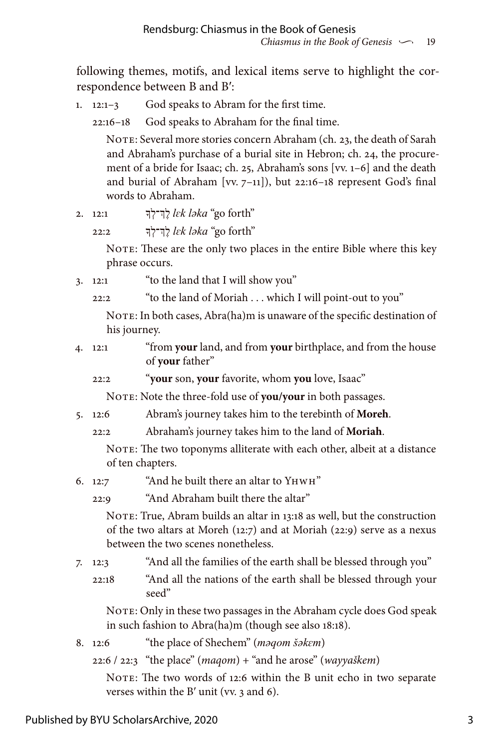following themes, motifs, and lexical items serve to highlight the correspondence between B and B′:

1. 12:1–3 God speaks to Abram for the first time.

   22:16–18 God speaks to Abraham for the final time.

   Note: Several more stories concern Abraham (ch. 23, the death of Sarah and Abraham's purchase of a burial site in Hebron; ch. 24, the procurement of a bride for Isaac; ch. 25, Abraham's sons [vv. 1–6] and the death and burial of Abraham [vv. 7–11]), but 22:16–18 represent God's final words to Abraham.

2. 12:1 לֶךְ־לְךָ *lɛk ləka* "go forth"

   22:2 לֶךְ־לְךָ *lɛk ləka* "go forth"

   Note: These are the only two places in the entire Bible where this key phrase occurs.

3. 12:1 "to the land that I will show you"

   22:2 "to the land of Moriah . . . which I will point-out to you"

   Note: In both cases, Abra(ha)m is unaware of the specific destination of his journey.

4. 12:1 "from **your** land, and from **your** birthplace, and from the house of **your** father"

   22:2 "**your** son, **your** favorite, whom **you** love, Isaac"

   Note: Note the three-fold use of **you/your** in both passages.

5. 12:6 Abram's journey takes him to the terebinth of **Moreh**.

   22:2 Abraham's journey takes him to the land of **Moriah**.

   Note: The two toponyms alliterate with each other, albeit at a distance of ten chapters.

6. 12:7 "And he built there an altar to Yhwh"

   22:9 "And Abraham built there the altar"

   Note: True, Abram builds an altar in 13:18 as well, but the construction of the two altars at Moreh (12:7) and at Moriah (22:9) serve as a nexus between the two scenes nonetheless.

7. 12:3 "And all the families of the earth shall be blessed through you"

   22:18 "And all the nations of the earth shall be blessed through your seed"

   Note: Only in these two passages in the Abraham cycle does God speak in such fashion to Abra(ha)m (though see also 18:18).

8. 12:6 "the place of Shechem" (*məqom šəkɛm*)

   22:6 / 22:3 "the place" (*maqom*) + "and he arose" (*wayyaškem*)

   Note: The two words of 12:6 within the B unit echo in two separate verses within the B′ unit (vv. 3 and 6).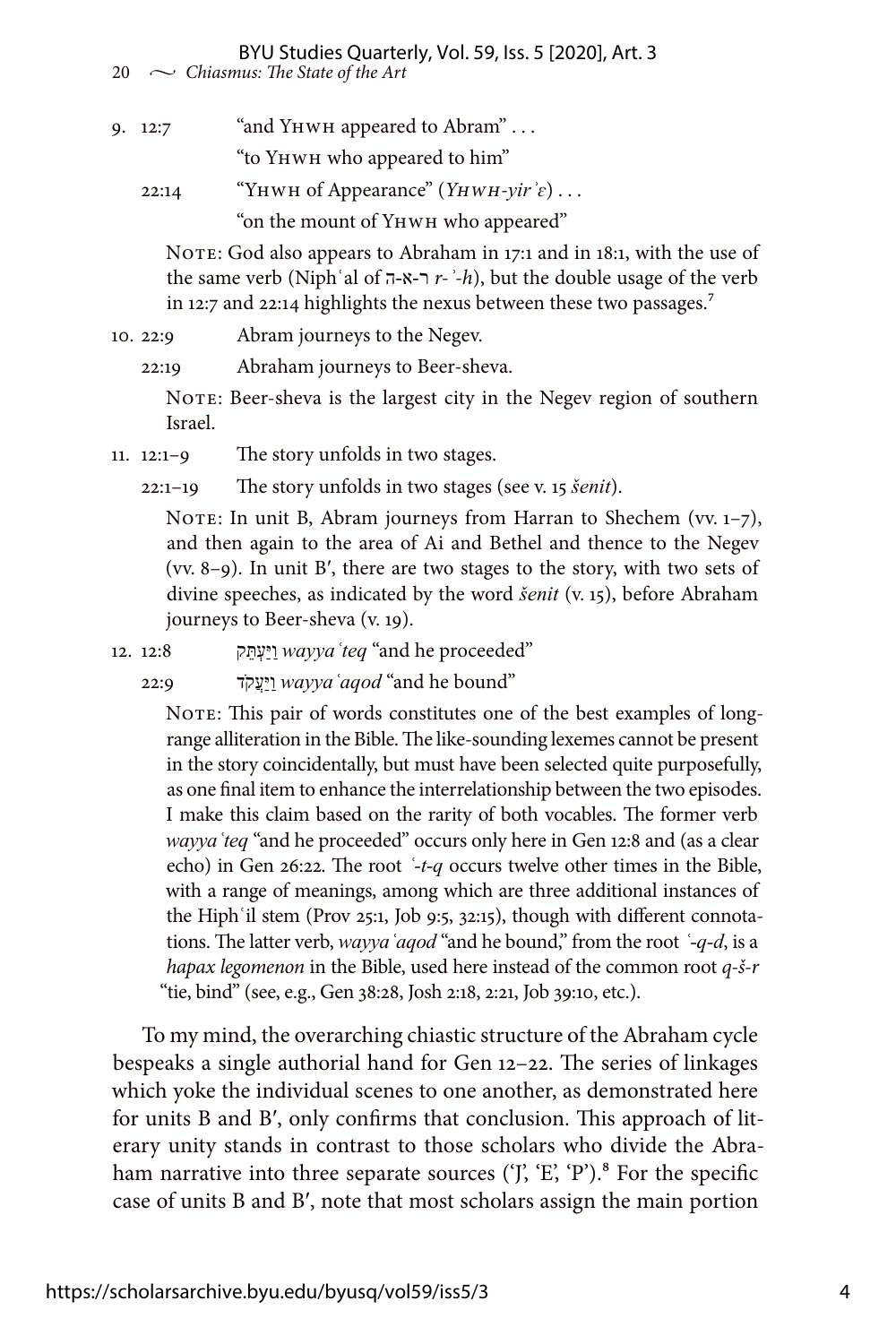9. 12:7 "and YHWH appeared to Abram" . . .

   "to YHWH who appeared to him"

   22:14 "YHWH of Appearance" (*YHWH-yirʾɛ*) . . .

   "on the mount of YHWH who appeared"

   NOTE: God also appears to Abraham in 17:1 and in 18:1, with the use of the same verb (Nipḥʿal of ר-א-ה *r-ʾ-h*), but the double usage of the verb in 12:7 and 22:14 highlights the nexus between these two passages.[7]

10. 22:9 Abram journeys to the Negev.

    22:19 Abraham journeys to Beer-sheva.

    NOTE: Beer-sheva is the largest city in the Negev region of southern Israel.

11. 12:1–9 The story unfolds in two stages.

    22:1–19 The story unfolds in two stages (see v. 15 *šenit*).

    NOTE: In unit B, Abram journeys from Harran to Shechem (vv. 1–7), and then again to the area of Ai and Bethel and thence to the Negev (vv. 8–9). In unit B′, there are two stages to the story, with two sets of divine speeches, as indicated by the word *šenit* (v. 15), before Abraham journeys to Beer-sheva (v. 19).

12. 12:8 וַיַּעְתֵּק *wayyaʿteq* "and he proceeded"

    22:9 וַיַּעֲקֹד *wayyaʿaqod* "and he bound"

    NOTE: This pair of words constitutes one of the best examples of long-range alliteration in the Bible. The like-sounding lexemes cannot be present in the story coincidentally, but must have been selected quite purposefully, as one final item to enhance the interrelationship between the two episodes. I make this claim based on the rarity of both vocables. The former verb *wayyaʿteq* "and he proceeded" occurs only here in Gen 12:8 and (as a clear echo) in Gen 26:22. The root *ʿ-t-q* occurs twelve other times in the Bible, with a range of meanings, among which are three additional instances of the Hiphʿil stem (Prov 25:1, Job 9:5, 32:15), though with different connotations. The latter verb, *wayyaʿaqod* "and he bound," from the root *ʿ-q-d*, is a *hapax legomenon* in the Bible, used here instead of the common root *q-š-r* "tie, bind" (see, e.g., Gen 38:28, Josh 2:18, 2:21, Job 39:10, etc.).

To my mind, the overarching chiastic structure of the Abraham cycle bespeaks a single authorial hand for Gen 12–22. The series of linkages which yoke the individual scenes to one another, as demonstrated here for units B and B′, only confirms that conclusion. This approach of literary unity stands in contrast to those scholars who divide the Abraham narrative into three separate sources ('J', 'E', 'P').[8] For the specific case of units B and B′, note that most scholars assign the main portion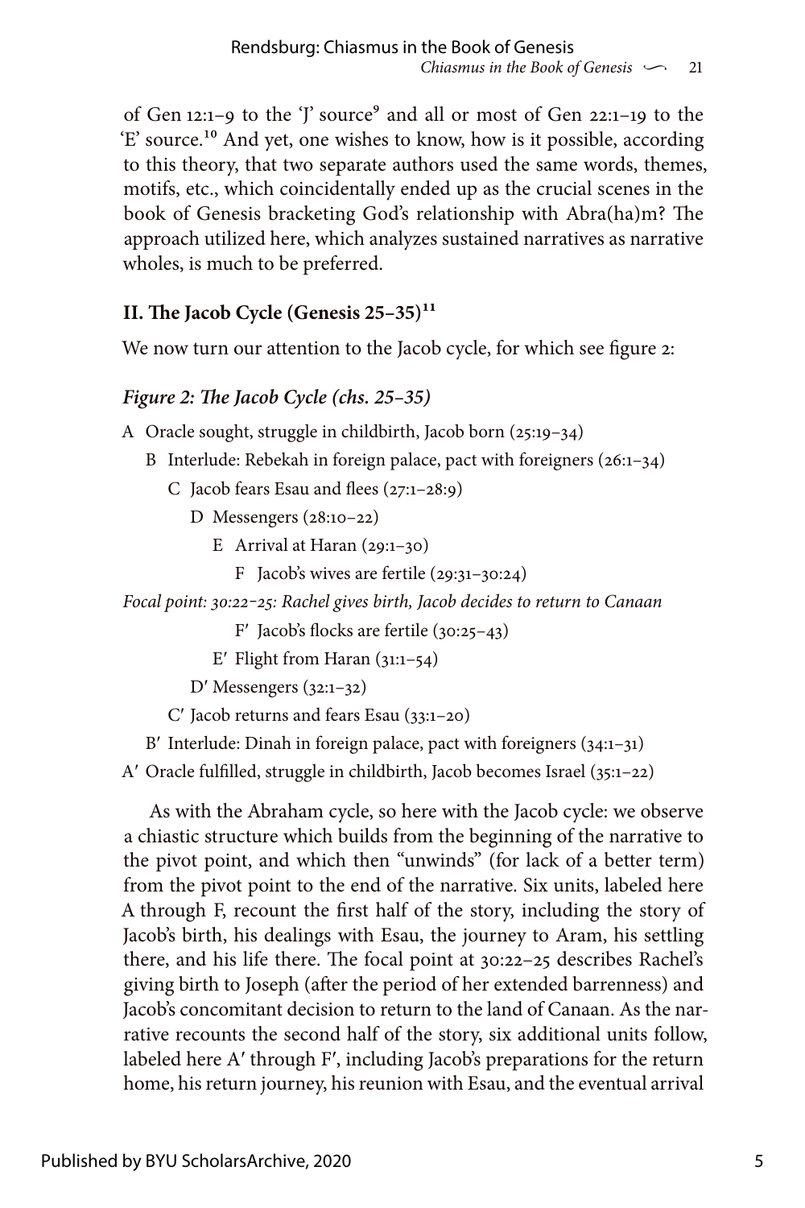of Gen 12:1–9 to the 'J' source[9] and all or most of Gen 22:1–19 to the 'E' source.[10] And yet, one wishes to know, how is it possible, according to this theory, that two separate authors used the same words, themes, motifs, etc., which coincidentally ended up as the crucial scenes in the book of Genesis bracketing God's relationship with Abra(ha)m? The approach utilized here, which analyzes sustained narratives as narrative wholes, is much to be preferred.

## II. The Jacob Cycle (Genesis 25–35)[11]

We now turn our attention to the Jacob cycle, for which see figure 2:

### *Figure 2: The Jacob Cycle (chs. 25–35)*

A Oracle sought, struggle in childbirth, Jacob born (25:19–34)

  B Interlude: Rebekah in foreign palace, pact with foreigners (26:1–34)

    C Jacob fears Esau and flees (27:1–28:9)

      D Messengers (28:10–22)

        E Arrival at Haran (29:1–30)

          F Jacob's wives are fertile (29:31–30:24)

*Focal point: 30:22–25: Rachel gives birth, Jacob decides to return to Canaan*

          F′ Jacob's flocks are fertile (30:25–43)

        E′ Flight from Haran (31:1–54)

      D′ Messengers (32:1–32)

    C′ Jacob returns and fears Esau (33:1–20)

  B′ Interlude: Dinah in foreign palace, pact with foreigners (34:1–31)

A′ Oracle fulfilled, struggle in childbirth, Jacob becomes Israel (35:1–22)

As with the Abraham cycle, so here with the Jacob cycle: we observe a chiastic structure which builds from the beginning of the narrative to the pivot point, and which then "unwinds" (for lack of a better term) from the pivot point to the end of the narrative. Six units, labeled here A through F, recount the first half of the story, including the story of Jacob's birth, his dealings with Esau, the journey to Aram, his settling there, and his life there. The focal point at 30:22–25 describes Rachel's giving birth to Joseph (after the period of her extended barrenness) and Jacob's concomitant decision to return to the land of Canaan. As the narrative recounts the second half of the story, six additional units follow, labeled here A′ through F′, including Jacob's preparations for the return home, his return journey, his reunion with Esau, and the eventual arrival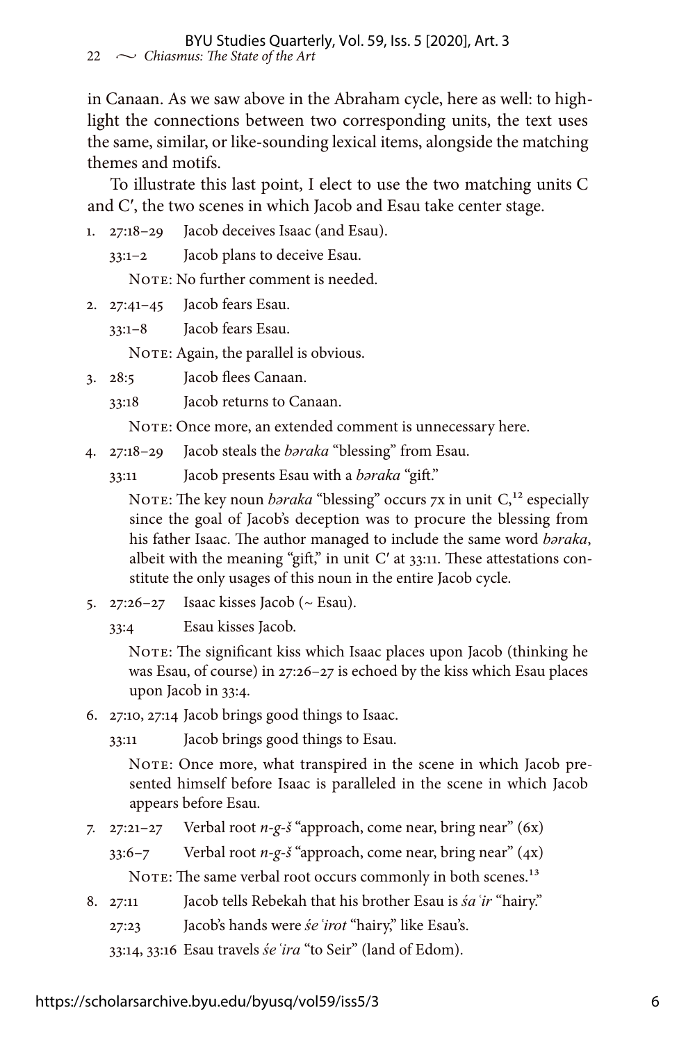in Canaan. As we saw above in the Abraham cycle, here as well: to highlight the connections between two corresponding units, the text uses the same, similar, or like-sounding lexical items, alongside the matching themes and motifs.

To illustrate this last point, I elect to use the two matching units C and C′, the two scenes in which Jacob and Esau take center stage.

1. 27:18–29 Jacob deceives Isaac (and Esau).

   33:1–2 Jacob plans to deceive Esau.

   Note: No further comment is needed.

2. 27:41–45 Jacob fears Esau.

   33:1–8 Jacob fears Esau.

   Note: Again, the parallel is obvious.

3. 28:5 Jacob flees Canaan.

   33:18 Jacob returns to Canaan.

   Note: Once more, an extended comment is unnecessary here.

4. 27:18–29 Jacob steals the *bəraka* "blessing" from Esau.

   33:11 Jacob presents Esau with a *bəraka* "gift."

   Note: The key noun *bəraka* "blessing" occurs 7x in unit C,[12] especially since the goal of Jacob's deception was to procure the blessing from his father Isaac. The author managed to include the same word *bəraka*, albeit with the meaning "gift," in unit C′ at 33:11. These attestations constitute the only usages of this noun in the entire Jacob cycle.

5. 27:26–27 Isaac kisses Jacob (~ Esau).

   33:4 Esau kisses Jacob.

   Note: The significant kiss which Isaac places upon Jacob (thinking he was Esau, of course) in 27:26–27 is echoed by the kiss which Esau places upon Jacob in 33:4.

6. 27:10, 27:14 Jacob brings good things to Isaac.

   33:11 Jacob brings good things to Esau.

   Note: Once more, what transpired in the scene in which Jacob presented himself before Isaac is paralleled in the scene in which Jacob appears before Esau.

7. 27:21–27 Verbal root *n-g-š* "approach, come near, bring near" (6x)

   33:6–7 Verbal root *n-g-š* "approach, come near, bring near" (4x)

   Note: The same verbal root occurs commonly in both scenes.[13]

8. 27:11 Jacob tells Rebekah that his brother Esau is *śaʿir* "hairy."

   27:23 Jacob's hands were *śeʿirot* "hairy," like Esau's.

   33:14, 33:16 Esau travels *śeʿira* "to Seir" (land of Edom).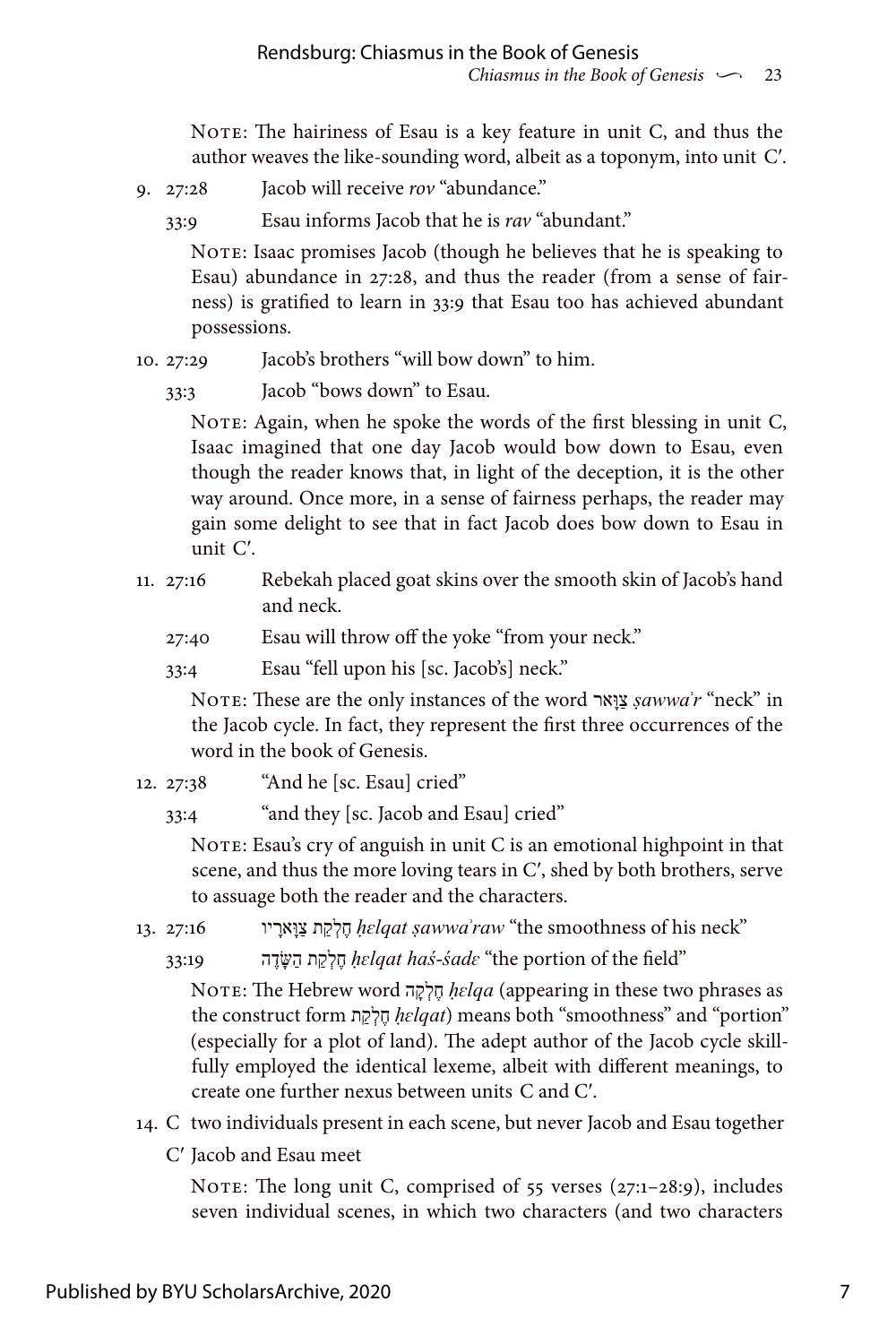Note: The hairiness of Esau is a key feature in unit C, and thus the author weaves the like-sounding word, albeit as a toponym, into unit C′.

9. 27:28 Jacob will receive *rov* "abundance."

   33:9 Esau informs Jacob that he is *rav* "abundant."

   Note: Isaac promises Jacob (though he believes that he is speaking to Esau) abundance in 27:28, and thus the reader (from a sense of fairness) is gratified to learn in 33:9 that Esau too has achieved abundant possessions.

10. 27:29 Jacob's brothers "will bow down" to him.

    33:3 Jacob "bows down" to Esau.

    Note: Again, when he spoke the words of the first blessing in unit C, Isaac imagined that one day Jacob would bow down to Esau, even though the reader knows that, in light of the deception, it is the other way around. Once more, in a sense of fairness perhaps, the reader may gain some delight to see that in fact Jacob does bow down to Esau in unit C′.

11. 27:16 Rebekah placed goat skins over the smooth skin of Jacob's hand and neck.

    27:40 Esau will throw off the yoke "from your neck."

    33:4 Esau "fell upon his [sc. Jacob's] neck."

    Note: These are the only instances of the word צַוָּאר *ṣawwaʾr* "neck" in the Jacob cycle. In fact, they represent the first three occurrences of the word in the book of Genesis.

12. 27:38 "And he [sc. Esau] cried"

    33:4 "and they [sc. Jacob and Esau] cried"

    Note: Esau's cry of anguish in unit C is an emotional highpoint in that scene, and thus the more loving tears in C′, shed by both brothers, serve to assuage both the reader and the characters.

13. 27:16 חֶלְקַת צַוָּארָיו *ḥɛlqat ṣawwaʾraw* "the smoothness of his neck"

    33:19 חֶלְקַת הַשָּׂדֶה *ḥɛlqat haś-śadɛ* "the portion of the field"

    Note: The Hebrew word חֶלְקָה *ḥɛlqa* (appearing in these two phrases as the construct form חֶלְקַת *ḥɛlqat*) means both "smoothness" and "portion" (especially for a plot of land). The adept author of the Jacob cycle skillfully employed the identical lexeme, albeit with different meanings, to create one further nexus between units C and C′.

14. C two individuals present in each scene, but never Jacob and Esau together

    C′ Jacob and Esau meet

    Note: The long unit C, comprised of 55 verses (27:1–28:9), includes seven individual scenes, in which two characters (and two characters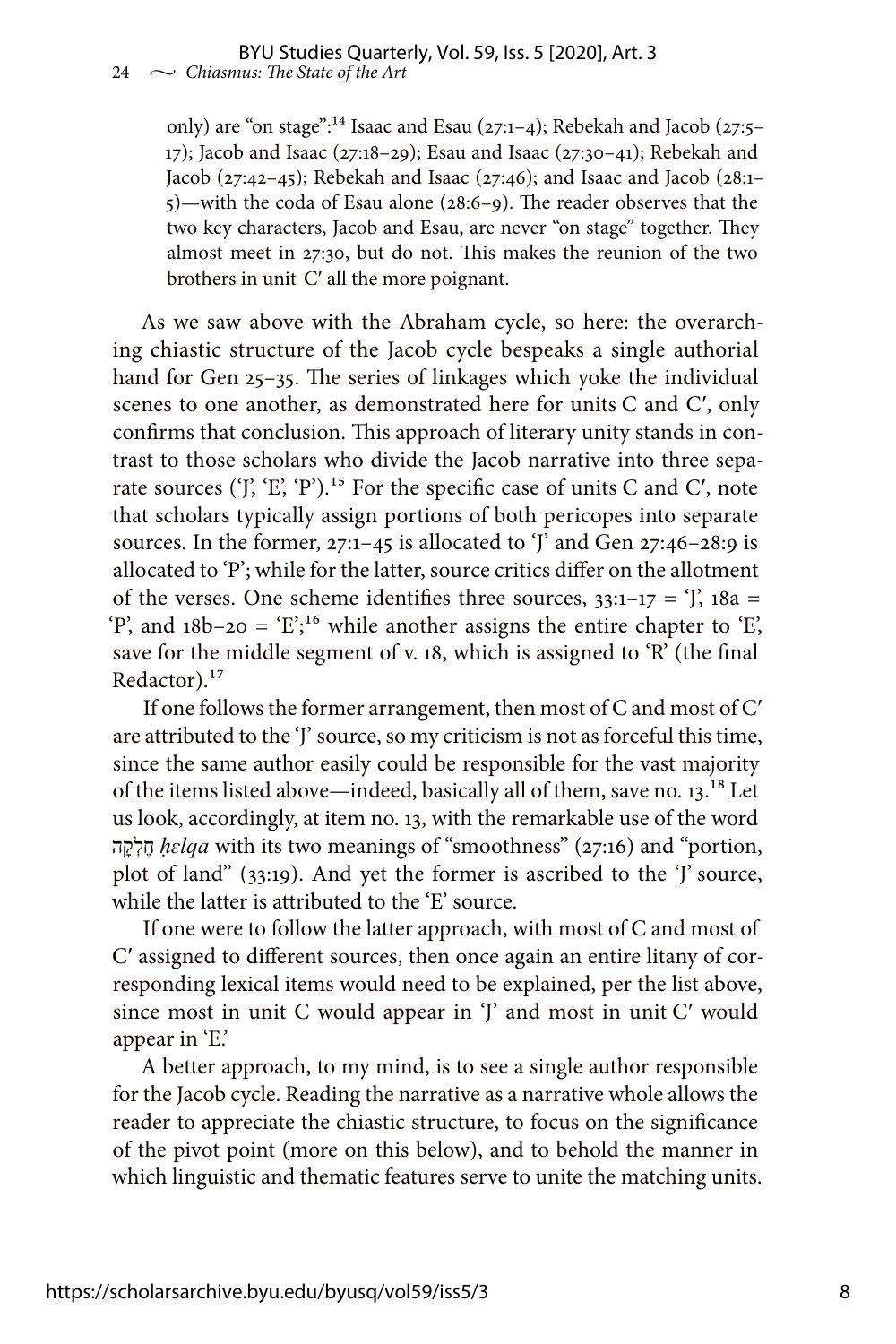only) are "on stage":[14] Isaac and Esau (27:1–4); Rebekah and Jacob (27:5–17); Jacob and Isaac (27:18–29); Esau and Isaac (27:30–41); Rebekah and Jacob (27:42–45); Rebekah and Isaac (27:46); and Isaac and Jacob (28:1–5)—with the coda of Esau alone (28:6–9). The reader observes that the two key characters, Jacob and Esau, are never "on stage" together. They almost meet in 27:30, but do not. This makes the reunion of the two brothers in unit C′ all the more poignant.

As we saw above with the Abraham cycle, so here: the overarching chiastic structure of the Jacob cycle bespeaks a single authorial hand for Gen 25–35. The series of linkages which yoke the individual scenes to one another, as demonstrated here for units C and C′, only confirms that conclusion. This approach of literary unity stands in contrast to those scholars who divide the Jacob narrative into three separate sources ('J', 'E', 'P').[15] For the specific case of units C and C′, note that scholars typically assign portions of both pericopes into separate sources. In the former, 27:1–45 is allocated to 'J' and Gen 27:46–28:9 is allocated to 'P'; while for the latter, source critics differ on the allotment of the verses. One scheme identifies three sources, 33:1–17 = 'J', 18a = 'P', and 18b–20 = 'E';[16] while another assigns the entire chapter to 'E', save for the middle segment of v. 18, which is assigned to 'R' (the final Redactor).[17]

If one follows the former arrangement, then most of C and most of C′ are attributed to the 'J' source, so my criticism is not as forceful this time, since the same author easily could be responsible for the vast majority of the items listed above—indeed, basically all of them, save no. 13.[18] Let us look, accordingly, at item no. 13, with the remarkable use of the word חֶלְקָה *ḥɛlqa* with its two meanings of "smoothness" (27:16) and "portion, plot of land" (33:19). And yet the former is ascribed to the 'J' source, while the latter is attributed to the 'E' source.

If one were to follow the latter approach, with most of C and most of C′ assigned to different sources, then once again an entire litany of corresponding lexical items would need to be explained, per the list above, since most in unit C would appear in 'J' and most in unit C′ would appear in 'E.'

A better approach, to my mind, is to see a single author responsible for the Jacob cycle. Reading the narrative as a narrative whole allows the reader to appreciate the chiastic structure, to focus on the significance of the pivot point (more on this below), and to behold the manner in which linguistic and thematic features serve to unite the matching units.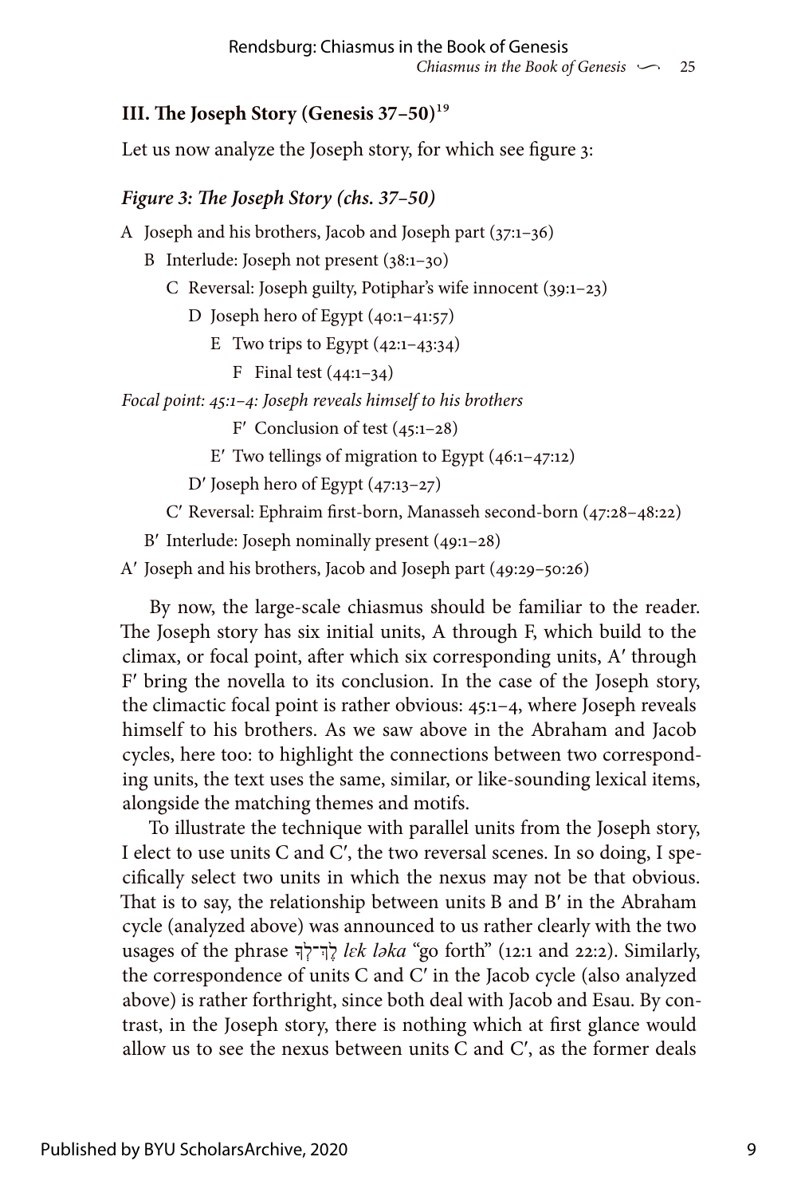### III. The Joseph Story (Genesis 37–50)[19]

Let us now analyze the Joseph story, for which see figure 3:

#### *Figure 3: The Joseph Story (chs. 37–50)*

A Joseph and his brothers, Jacob and Joseph part (37:1–36)

  B Interlude: Joseph not present (38:1–30)

    C Reversal: Joseph guilty, Potiphar's wife innocent (39:1–23)

      D Joseph hero of Egypt (40:1–41:57)

        E Two trips to Egypt (42:1–43:34)

          F Final test (44:1–34)

*Focal point: 45:1–4: Joseph reveals himself to his brothers*

          F′ Conclusion of test (45:1–28)

        E′ Two tellings of migration to Egypt (46:1–47:12)

      D′ Joseph hero of Egypt (47:13–27)

    C′ Reversal: Ephraim first-born, Manasseh second-born (47:28–48:22)

  B′ Interlude: Joseph nominally present (49:1–28)

A′ Joseph and his brothers, Jacob and Joseph part (49:29–50:26)

By now, the large-scale chiasmus should be familiar to the reader. The Joseph story has six initial units, A through F, which build to the climax, or focal point, after which six corresponding units, A′ through F′ bring the novella to its conclusion. In the case of the Joseph story, the climactic focal point is rather obvious: 45:1–4, where Joseph reveals himself to his brothers. As we saw above in the Abraham and Jacob cycles, here too: to highlight the connections between two corresponding units, the text uses the same, similar, or like-sounding lexical items, alongside the matching themes and motifs.

To illustrate the technique with parallel units from the Joseph story, I elect to use units C and C′, the two reversal scenes. In so doing, I specifically select two units in which the nexus may not be that obvious. That is to say, the relationship between units B and B′ in the Abraham cycle (analyzed above) was announced to us rather clearly with the two usages of the phrase לֶךְ־לְךָ *lɛk ləka* "go forth" (12:1 and 22:2). Similarly, the correspondence of units C and C′ in the Jacob cycle (also analyzed above) is rather forthright, since both deal with Jacob and Esau. By contrast, in the Joseph story, there is nothing which at first glance would allow us to see the nexus between units C and C′, as the former deals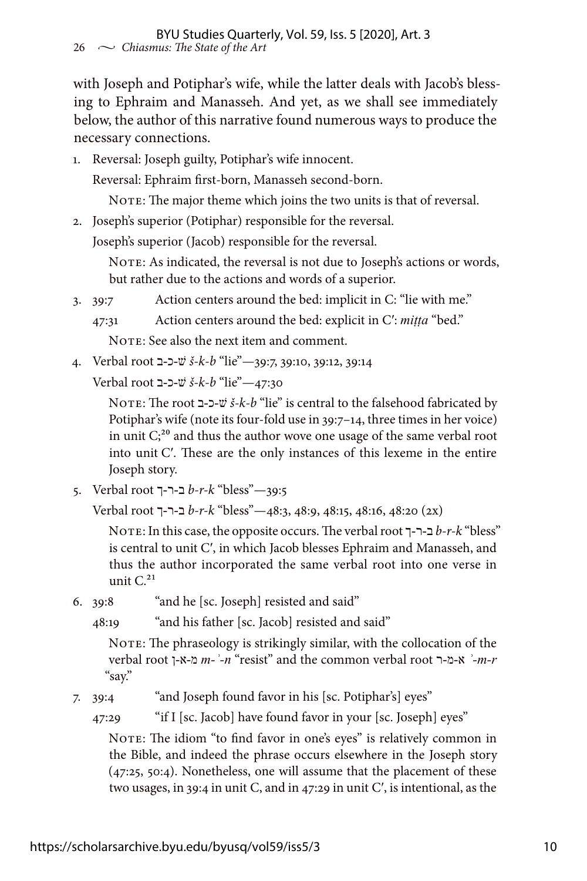with Joseph and Potiphar's wife, while the latter deals with Jacob's blessing to Ephraim and Manasseh. And yet, as we shall see immediately below, the author of this narrative found numerous ways to produce the necessary connections.

1. Reversal: Joseph guilty, Potiphar's wife innocent.

   Reversal: Ephraim first-born, Manasseh second-born.

   NOTE: The major theme which joins the two units is that of reversal.

2. Joseph's superior (Potiphar) responsible for the reversal.

   Joseph's superior (Jacob) responsible for the reversal.

   NOTE: As indicated, the reversal is not due to Joseph's actions or words, but rather due to the actions and words of a superior.

3. 39:7 Action centers around the bed: implicit in C: "lie with me."

   47:31 Action centers around the bed: explicit in C′: *miṭṭa* "bed."

   NOTE: See also the next item and comment.

4. Verbal root ש-כ-ב *š-k-b* "lie"—39:7, 39:10, 39:12, 39:14

   Verbal root ש-כ-ב *š-k-b* "lie"—47:30

   NOTE: The root ש-כ-ב *š-k-b* "lie" is central to the falsehood fabricated by Potiphar's wife (note its four-fold use in 39:7–14, three times in her voice) in unit C;[20] and thus the author wove one usage of the same verbal root into unit C′. These are the only instances of this lexeme in the entire Joseph story.

5. Verbal root ב-ר-ך *b-r-k* "bless"—39:5

   Verbal root ב-ר-ך *b-r-k* "bless"—48:3, 48:9, 48:15, 48:16, 48:20 (2x)

   NOTE: In this case, the opposite occurs. The verbal root ב-ר-ך *b-r-k* "bless" is central to unit C′, in which Jacob blesses Ephraim and Manasseh, and thus the author incorporated the same verbal root into one verse in unit C.[21]

6. 39:8 "and he [sc. Joseph] resisted and said"

   48:19 "and his father [sc. Jacob] resisted and said"

   NOTE: The phraseology is strikingly similar, with the collocation of the verbal root מ-א-ן *m-ʾ-n* "resist" and the common verbal root א-מ-ר *ʾ-m-r* "say."

7. 39:4 "and Joseph found favor in his [sc. Potiphar's] eyes"

   47:29 "if I [sc. Jacob] have found favor in your [sc. Joseph] eyes"

   NOTE: The idiom "to find favor in one's eyes" is relatively common in the Bible, and indeed the phrase occurs elsewhere in the Joseph story (47:25, 50:4). Nonetheless, one will assume that the placement of these two usages, in 39:4 in unit C, and in 47:29 in unit C′, is intentional, as the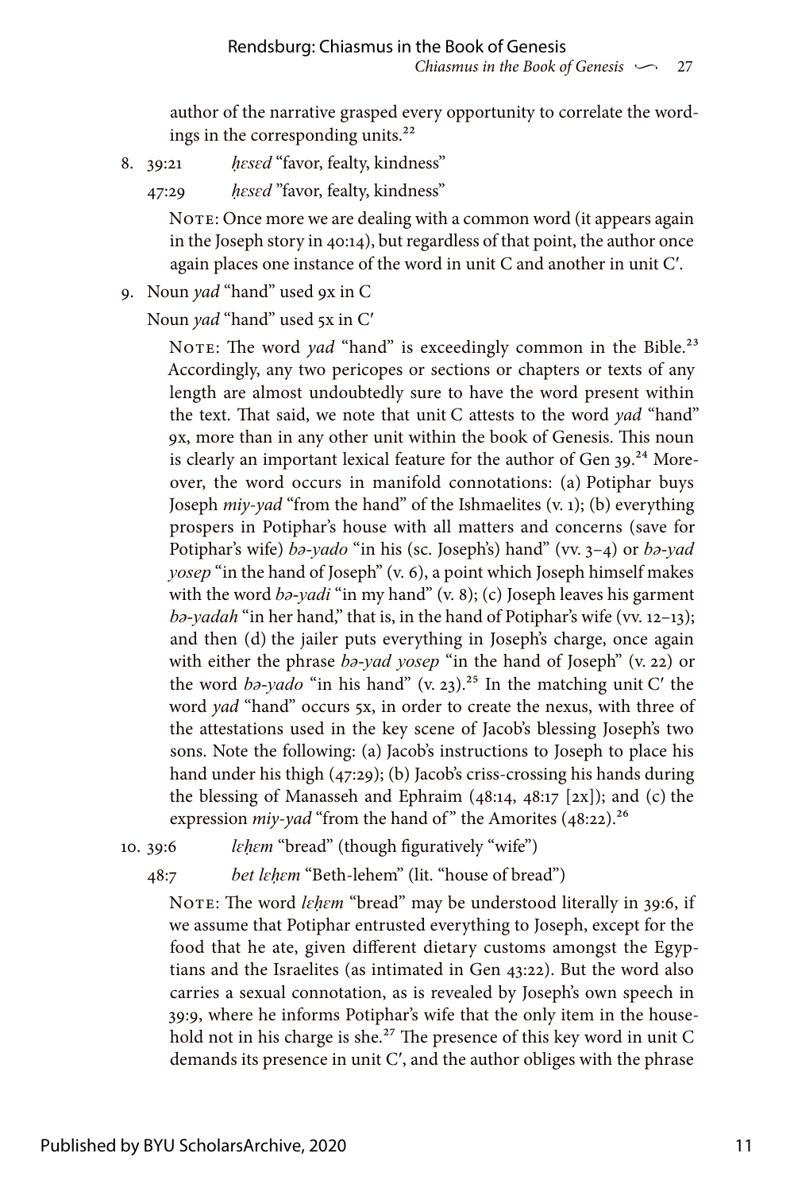author of the narrative grasped every opportunity to correlate the wordings in the corresponding units.[22]

8. 39:21 *ḥɛsɛd* "favor, fealty, kindness"

   47:29 *ḥɛsɛd* "favor, fealty, kindness"

   NOTE: Once more we are dealing with a common word (it appears again in the Joseph story in 40:14), but regardless of that point, the author once again places one instance of the word in unit C and another in unit C′.

9. Noun *yad* "hand" used 9x in C

   Noun *yad* "hand" used 5x in C′

   NOTE: The word *yad* "hand" is exceedingly common in the Bible.[23] Accordingly, any two pericopes or sections or chapters or texts of any length are almost undoubtedly sure to have the word present within the text. That said, we note that unit C attests to the word *yad* "hand" 9x, more than in any other unit within the book of Genesis. This noun is clearly an important lexical feature for the author of Gen 39.[24] Moreover, the word occurs in manifold connotations: (a) Potiphar buys Joseph *miy-yad* "from the hand" of the Ishmaelites (v. 1); (b) everything prospers in Potiphar's house with all matters and concerns (save for Potiphar's wife) *bə-yado* "in his (sc. Joseph's) hand" (vv. 3–4) or *bə-yad yosep* "in the hand of Joseph" (v. 6), a point which Joseph himself makes with the word *bə-yadi* "in my hand" (v. 8); (c) Joseph leaves his garment *bə-yadah* "in her hand," that is, in the hand of Potiphar's wife (vv. 12–13); and then (d) the jailer puts everything in Joseph's charge, once again with either the phrase *bə-yad yosep* "in the hand of Joseph" (v. 22) or the word *bə-yado* "in his hand" (v. 23).[25] In the matching unit C′ the word *yad* "hand" occurs 5x, in order to create the nexus, with three of the attestations used in the key scene of Jacob's blessing Joseph's two sons. Note the following: (a) Jacob's instructions to Joseph to place his hand under his thigh (47:29); (b) Jacob's criss-crossing his hands during the blessing of Manasseh and Ephraim (48:14, 48:17 [2x]); and (c) the expression *miy-yad* "from the hand of" the Amorites (48:22).[26]

10. 39:6 *lɛḥɛm* "bread" (though figuratively "wife")

    48:7 *bet lɛḥɛm* "Beth-lehem" (lit. "house of bread")

    NOTE: The word *lɛḥɛm* "bread" may be understood literally in 39:6, if we assume that Potiphar entrusted everything to Joseph, except for the food that he ate, given different dietary customs amongst the Egyptians and the Israelites (as intimated in Gen 43:22). But the word also carries a sexual connotation, as is revealed by Joseph's own speech in 39:9, where he informs Potiphar's wife that the only item in the household not in his charge is she.[27] The presence of this key word in unit C demands its presence in unit C′, and the author obliges with the phrase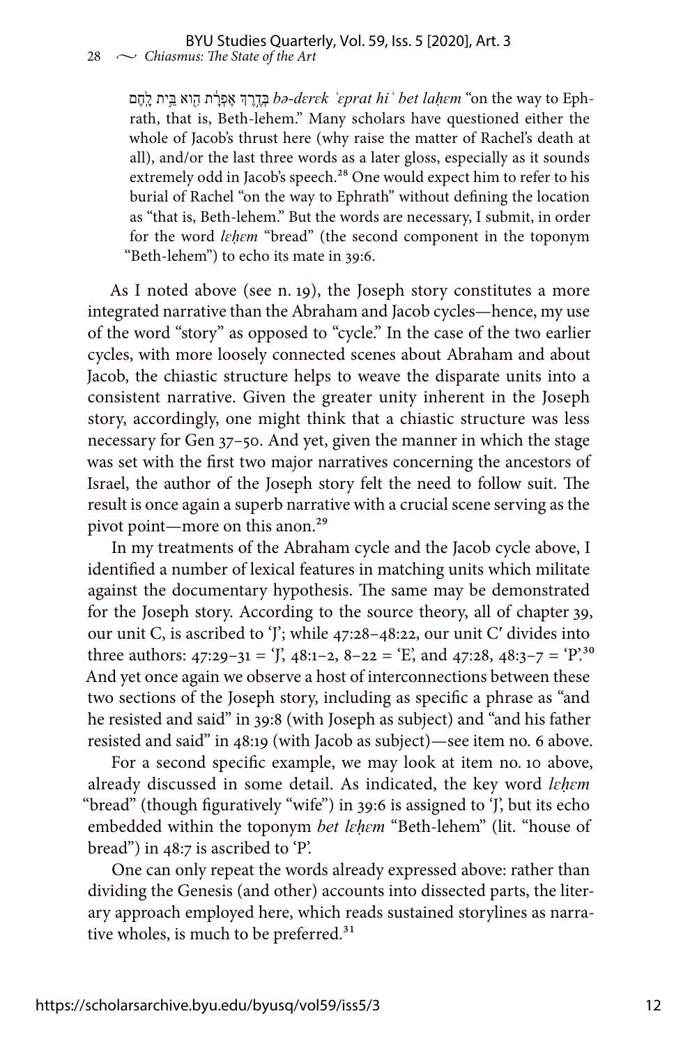בְּדֶרֶךְ אֶפְרָת הִוא בֵּית לָחֶם *bə-dɛrɛk ʾɛprat hiʾ bet laḥɛm* "on the way to Ephrath, that is, Beth-lehem." Many scholars have questioned either the whole of Jacob's thrust here (why raise the matter of Rachel's death at all), and/or the last three words as a later gloss, especially as it sounds extremely odd in Jacob's speech.[28] One would expect him to refer to his burial of Rachel "on the way to Ephrath" without defining the location as "that is, Beth-lehem." But the words are necessary, I submit, in order for the word *lɛḥɛm* "bread" (the second component in the toponym "Beth-lehem") to echo its mate in 39:6.

As I noted above (see n. 19), the Joseph story constitutes a more integrated narrative than the Abraham and Jacob cycles—hence, my use of the word "story" as opposed to "cycle." In the case of the two earlier cycles, with more loosely connected scenes about Abraham and about Jacob, the chiastic structure helps to weave the disparate units into a consistent narrative. Given the greater unity inherent in the Joseph story, accordingly, one might think that a chiastic structure was less necessary for Gen 37–50. And yet, given the manner in which the stage was set with the first two major narratives concerning the ancestors of Israel, the author of the Joseph story felt the need to follow suit. The result is once again a superb narrative with a crucial scene serving as the pivot point—more on this anon.[29]

In my treatments of the Abraham cycle and the Jacob cycle above, I identified a number of lexical features in matching units which militate against the documentary hypothesis. The same may be demonstrated for the Joseph story. According to the source theory, all of chapter 39, our unit C, is ascribed to 'J'; while 47:28–48:22, our unit C′ divides into three authors: 47:29–31 = 'J', 48:1–2, 8–22 = 'E', and 47:28, 48:3–7 = 'P'.[30] And yet once again we observe a host of interconnections between these two sections of the Joseph story, including as specific a phrase as "and he resisted and said" in 39:8 (with Joseph as subject) and "and his father resisted and said" in 48:19 (with Jacob as subject)—see item no. 6 above.

For a second specific example, we may look at item no. 10 above, already discussed in some detail. As indicated, the key word *lɛḥɛm* "bread" (though figuratively "wife") in 39:6 is assigned to 'J', but its echo embedded within the toponym *bet lɛḥɛm* "Beth-lehem" (lit. "house of bread") in 48:7 is ascribed to 'P'.

One can only repeat the words already expressed above: rather than dividing the Genesis (and other) accounts into dissected parts, the literary approach employed here, which reads sustained storylines as narrative wholes, is much to be preferred.[31]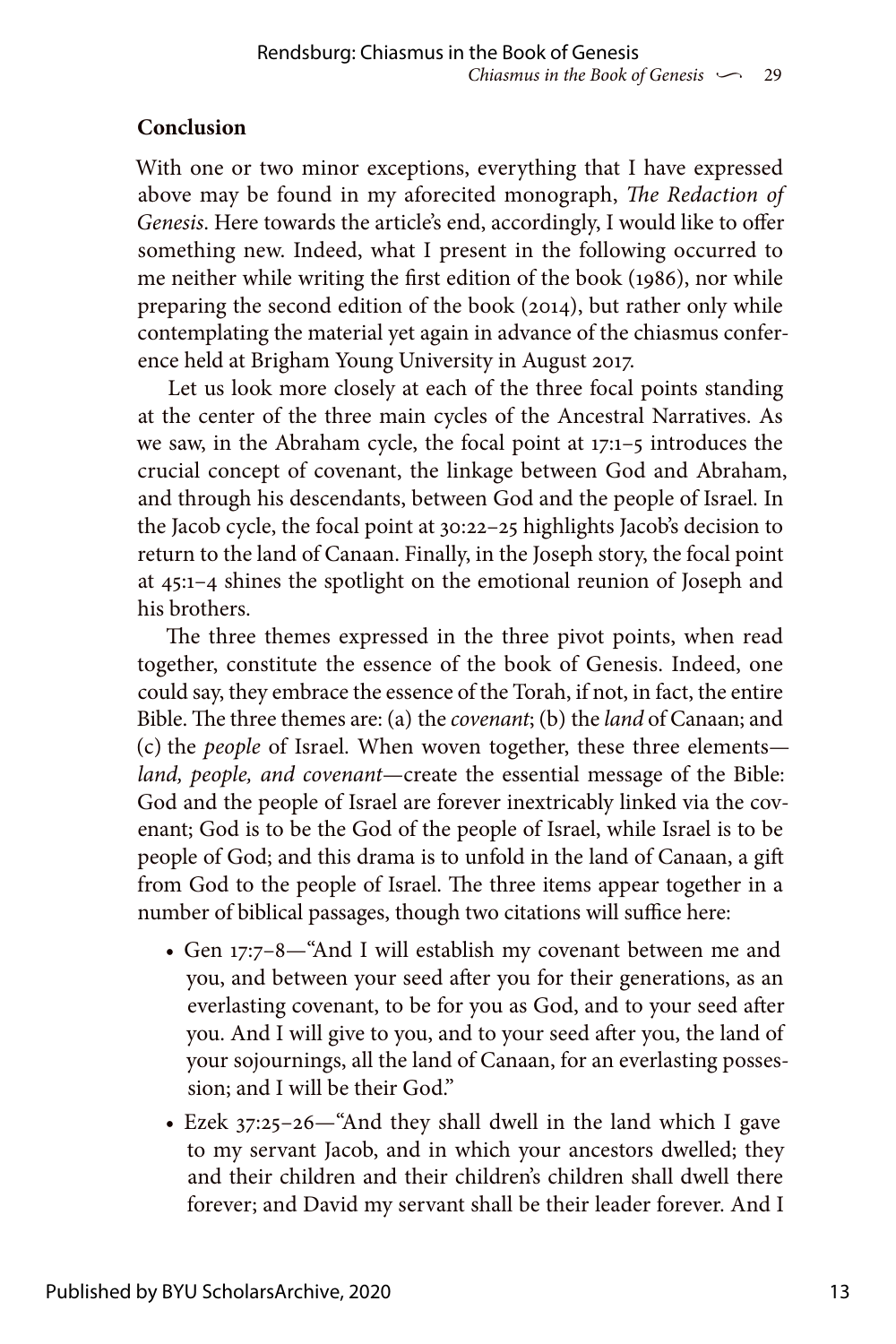## Conclusion

With one or two minor exceptions, everything that I have expressed above may be found in my aforecited monograph, *The Redaction of Genesis*. Here towards the article's end, accordingly, I would like to offer something new. Indeed, what I present in the following occurred to me neither while writing the first edition of the book (1986), nor while preparing the second edition of the book (2014), but rather only while contemplating the material yet again in advance of the chiasmus conference held at Brigham Young University in August 2017.

Let us look more closely at each of the three focal points standing at the center of the three main cycles of the Ancestral Narratives. As we saw, in the Abraham cycle, the focal point at 17:1–5 introduces the crucial concept of covenant, the linkage between God and Abraham, and through his descendants, between God and the people of Israel. In the Jacob cycle, the focal point at 30:22–25 highlights Jacob's decision to return to the land of Canaan. Finally, in the Joseph story, the focal point at 45:1–4 shines the spotlight on the emotional reunion of Joseph and his brothers.

The three themes expressed in the three pivot points, when read together, constitute the essence of the book of Genesis. Indeed, one could say, they embrace the essence of the Torah, if not, in fact, the entire Bible. The three themes are: (a) the *covenant*; (b) the *land* of Canaan; and (c) the *people* of Israel. When woven together, these three elements—*land, people, and covenant*—create the essential message of the Bible: God and the people of Israel are forever inextricably linked via the covenant; God is to be the God of the people of Israel, while Israel is to be people of God; and this drama is to unfold in the land of Canaan, a gift from God to the people of Israel. The three items appear together in a number of biblical passages, though two citations will suffice here:

- Gen 17:7–8—"And I will establish my covenant between me and you, and between your seed after you for their generations, as an everlasting covenant, to be for you as God, and to your seed after you. And I will give to you, and to your seed after you, the land of your sojournings, all the land of Canaan, for an everlasting possession; and I will be their God."
- Ezek 37:25–26—"And they shall dwell in the land which I gave to my servant Jacob, and in which your ancestors dwelled; they and their children and their children's children shall dwell there forever; and David my servant shall be their leader forever. And I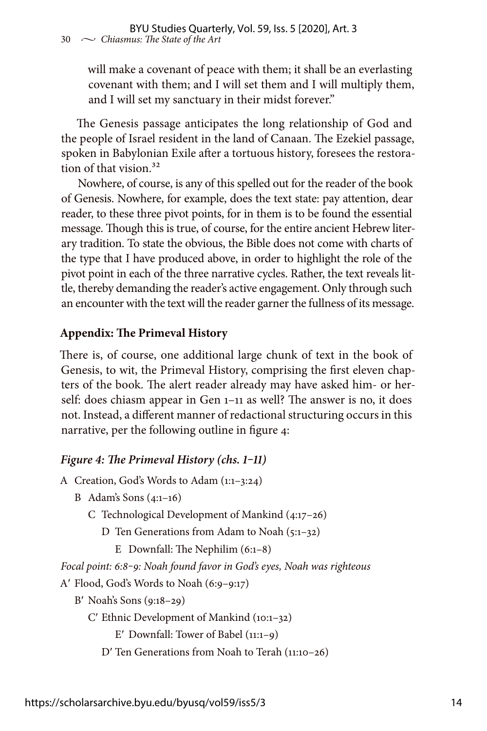will make a covenant of peace with them; it shall be an everlasting covenant with them; and I will set them and I will multiply them, and I will set my sanctuary in their midst forever."

The Genesis passage anticipates the long relationship of God and the people of Israel resident in the land of Canaan. The Ezekiel passage, spoken in Babylonian Exile after a tortuous history, foresees the restoration of that vision.[32]

Nowhere, of course, is any of this spelled out for the reader of the book of Genesis. Nowhere, for example, does the text state: pay attention, dear reader, to these three pivot points, for in them is to be found the essential message. Though this is true, of course, for the entire ancient Hebrew literary tradition. To state the obvious, the Bible does not come with charts of the type that I have produced above, in order to highlight the role of the pivot point in each of the three narrative cycles. Rather, the text reveals little, thereby demanding the reader's active engagement. Only through such an encounter with the text will the reader garner the fullness of its message.

## Appendix: The Primeval History

There is, of course, one additional large chunk of text in the book of Genesis, to wit, the Primeval History, comprising the first eleven chapters of the book. The alert reader already may have asked him- or herself: does chiasm appear in Gen 1–11 as well? The answer is no, it does not. Instead, a different manner of redactional structuring occurs in this narrative, per the following outline in figure 4:

### *Figure 4: The Primeval History (chs. 1–11)*

A Creation, God's Words to Adam (1:1–3:24)
- B Adam's Sons (4:1–16)
  - C Technological Development of Mankind (4:17–26)
    - D Ten Generations from Adam to Noah (5:1–32)
      - E Downfall: The Nephilim (6:1–8)

*Focal point: 6:8–9: Noah found favor in God's eyes, Noah was righteous*

A′ Flood, God's Words to Noah (6:9–9:17)
- B′ Noah's Sons (9:18–29)
  - C′ Ethnic Development of Mankind (10:1–32)
      - E′ Downfall: Tower of Babel (11:1–9)
    - D′ Ten Generations from Noah to Terah (11:10–26)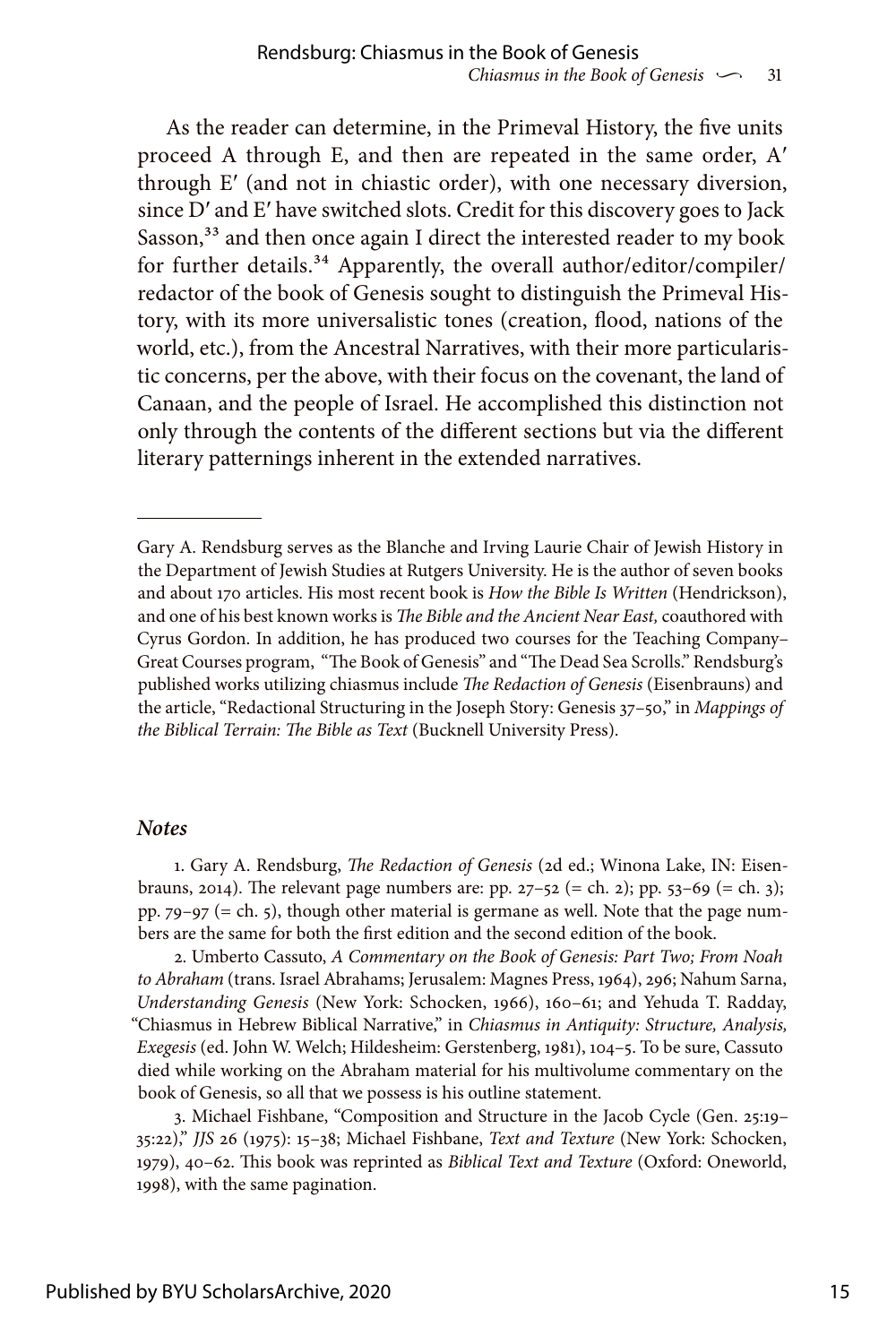As the reader can determine, in the Primeval History, the five units proceed A through E, and then are repeated in the same order, A′ through E′ (and not in chiastic order), with one necessary diversion, since D′ and E′ have switched slots. Credit for this discovery goes to Jack Sasson,[33] and then once again I direct the interested reader to my book for further details.[34] Apparently, the overall author/editor/compiler/redactor of the book of Genesis sought to distinguish the Primeval History, with its more universalistic tones (creation, flood, nations of the world, etc.), from the Ancestral Narratives, with their more particularistic concerns, per the above, with their focus on the covenant, the land of Canaan, and the people of Israel. He accomplished this distinction not only through the contents of the different sections but via the different literary patternings inherent in the extended narratives.

---

Gary A. Rendsburg serves as the Blanche and Irving Laurie Chair of Jewish History in the Department of Jewish Studies at Rutgers University. He is the author of seven books and about 170 articles. His most recent book is *How the Bible Is Written* (Hendrickson), and one of his best known works is *The Bible and the Ancient Near East,* coauthored with Cyrus Gordon. In addition, he has produced two courses for the Teaching Company–Great Courses program, "The Book of Genesis" and "The Dead Sea Scrolls." Rendsburg's published works utilizing chiasmus include *The Redaction of Genesis* (Eisenbrauns) and the article, "Redactional Structuring in the Joseph Story: Genesis 37–50," in *Mappings of the Biblical Terrain: The Bible as Text* (Bucknell University Press).

### *Notes*

1. Gary A. Rendsburg, *The Redaction of Genesis* (2d ed.; Winona Lake, IN: Eisenbrauns, 2014). The relevant page numbers are: pp. 27–52 (= ch. 2); pp. 53–69 (= ch. 3); pp. 79–97 (= ch. 5), though other material is germane as well. Note that the page numbers are the same for both the first edition and the second edition of the book.

2. Umberto Cassuto, *A Commentary on the Book of Genesis: Part Two; From Noah to Abraham* (trans. Israel Abrahams; Jerusalem: Magnes Press, 1964), 296; Nahum Sarna, *Understanding Genesis* (New York: Schocken, 1966), 160–61; and Yehuda T. Radday, "Chiasmus in Hebrew Biblical Narrative," in *Chiasmus in Antiquity: Structure, Analysis, Exegesis* (ed. John W. Welch; Hildesheim: Gerstenberg, 1981), 104–5. To be sure, Cassuto died while working on the Abraham material for his multivolume commentary on the book of Genesis, so all that we possess is his outline statement.

3. Michael Fishbane, "Composition and Structure in the Jacob Cycle (Gen. 25:19–35:22)," *JJS* 26 (1975): 15–38; Michael Fishbane, *Text and Texture* (New York: Schocken, 1979), 40–62. This book was reprinted as *Biblical Text and Texture* (Oxford: Oneworld, 1998), with the same pagination.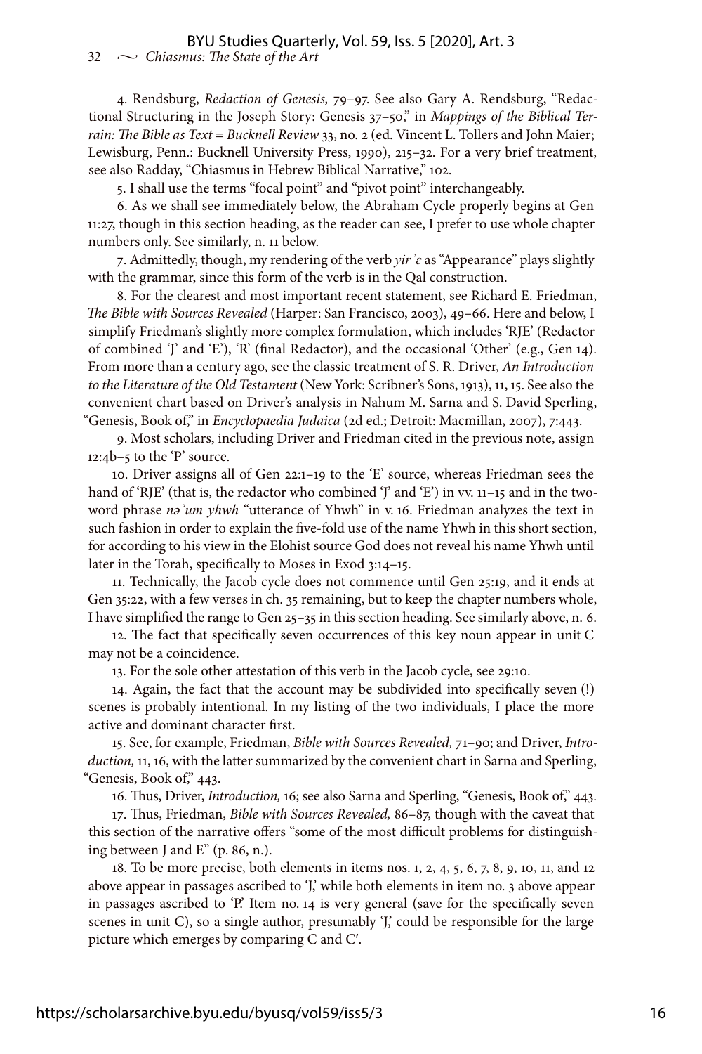4. Rendsburg, *Redaction of Genesis,* 79–97. See also Gary A. Rendsburg, "Redactional Structuring in the Joseph Story: Genesis 37–50," in *Mappings of the Biblical Terrain: The Bible as Text = Bucknell Review* 33, no. 2 (ed. Vincent L. Tollers and John Maier; Lewisburg, Penn.: Bucknell University Press, 1990), 215–32. For a very brief treatment, see also Radday, "Chiasmus in Hebrew Biblical Narrative," 102.

5. I shall use the terms "focal point" and "pivot point" interchangeably.

6. As we shall see immediately below, the Abraham Cycle properly begins at Gen 11:27, though in this section heading, as the reader can see, I prefer to use whole chapter numbers only. See similarly, n. 11 below.

7. Admittedly, though, my rendering of the verb *yirʾɛ* as "Appearance" plays slightly with the grammar, since this form of the verb is in the Qal construction.

8. For the clearest and most important recent statement, see Richard E. Friedman, *The Bible with Sources Revealed* (Harper: San Francisco, 2003), 49–66. Here and below, I simplify Friedman's slightly more complex formulation, which includes 'RJE' (Redactor of combined 'J' and 'E'), 'R' (final Redactor), and the occasional 'Other' (e.g., Gen 14). From more than a century ago, see the classic treatment of S. R. Driver, *An Introduction to the Literature of the Old Testament* (New York: Scribner's Sons, 1913), 11, 15. See also the convenient chart based on Driver's analysis in Nahum M. Sarna and S. David Sperling, "Genesis, Book of," in *Encyclopaedia Judaica* (2d ed.; Detroit: Macmillan, 2007), 7:443.

9. Most scholars, including Driver and Friedman cited in the previous note, assign 12:4b–5 to the 'P' source.

10. Driver assigns all of Gen 22:1–19 to the 'E' source, whereas Friedman sees the hand of 'RJE' (that is, the redactor who combined 'J' and 'E') in vv. 11–15 and in the two-word phrase *nəʾum yhwh* "utterance of Yhwh" in v. 16. Friedman analyzes the text in such fashion in order to explain the five-fold use of the name Yhwh in this short section, for according to his view in the Elohist source God does not reveal his name Yhwh until later in the Torah, specifically to Moses in Exod 3:14–15.

11. Technically, the Jacob cycle does not commence until Gen 25:19, and it ends at Gen 35:22, with a few verses in ch. 35 remaining, but to keep the chapter numbers whole, I have simplified the range to Gen 25–35 in this section heading. See similarly above, n. 6.

12. The fact that specifically seven occurrences of this key noun appear in unit C may not be a coincidence.

13. For the sole other attestation of this verb in the Jacob cycle, see 29:10.

14. Again, the fact that the account may be subdivided into specifically seven (!) scenes is probably intentional. In my listing of the two individuals, I place the more active and dominant character first.

15. See, for example, Friedman, *Bible with Sources Revealed,* 71–90; and Driver, *Introduction,* 11, 16, with the latter summarized by the convenient chart in Sarna and Sperling, "Genesis, Book of," 443.

16. Thus, Driver, *Introduction,* 16; see also Sarna and Sperling, "Genesis, Book of," 443.

17. Thus, Friedman, *Bible with Sources Revealed,* 86–87, though with the caveat that this section of the narrative offers "some of the most difficult problems for distinguishing between J and E" (p. 86, n.).

18. To be more precise, both elements in items nos. 1, 2, 4, 5, 6, 7, 8, 9, 10, 11, and 12 above appear in passages ascribed to 'J,' while both elements in item no. 3 above appear in passages ascribed to 'P.' Item no. 14 is very general (save for the specifically seven scenes in unit C), so a single author, presumably 'J,' could be responsible for the large picture which emerges by comparing C and C′.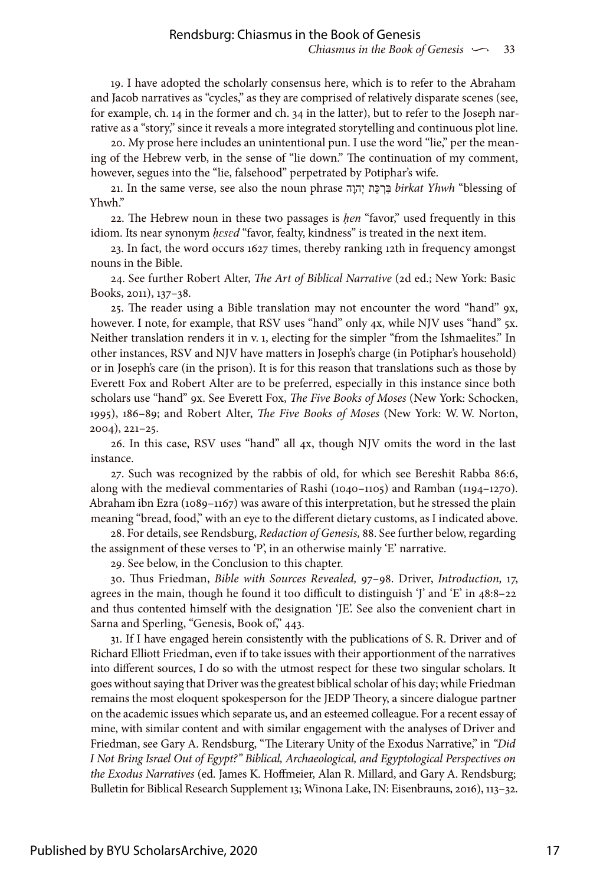19. I have adopted the scholarly consensus here, which is to refer to the Abraham and Jacob narratives as "cycles," as they are comprised of relatively disparate scenes (see, for example, ch. 14 in the former and ch. 34 in the latter), but to refer to the Joseph narrative as a "story," since it reveals a more integrated storytelling and continuous plot line.

20. My prose here includes an unintentional pun. I use the word "lie," per the meaning of the Hebrew verb, in the sense of "lie down." The continuation of my comment, however, segues into the "lie, falsehood" perpetrated by Potiphar's wife.

21. In the same verse, see also the noun phrase בִּרְכַּת יְהוָה *birkat Yhwh* "blessing of Yhwh."

22. The Hebrew noun in these two passages is *ḥen* "favor," used frequently in this idiom. Its near synonym *ḥɛsɛd* "favor, fealty, kindness" is treated in the next item.

23. In fact, the word occurs 1627 times, thereby ranking 12th in frequency amongst nouns in the Bible.

24. See further Robert Alter, *The Art of Biblical Narrative* (2d ed.; New York: Basic Books, 2011), 137–38.

25. The reader using a Bible translation may not encounter the word "hand" 9x, however. I note, for example, that RSV uses "hand" only 4x, while NJV uses "hand" 5x. Neither translation renders it in v. 1, electing for the simpler "from the Ishmaelites." In other instances, RSV and NJV have matters in Joseph's charge (in Potiphar's household) or in Joseph's care (in the prison). It is for this reason that translations such as those by Everett Fox and Robert Alter are to be preferred, especially in this instance since both scholars use "hand" 9x. See Everett Fox, *The Five Books of Moses* (New York: Schocken, 1995), 186–89; and Robert Alter, *The Five Books of Moses* (New York: W. W. Norton, 2004), 221–25.

26. In this case, RSV uses "hand" all 4x, though NJV omits the word in the last instance.

27. Such was recognized by the rabbis of old, for which see Bereshit Rabba 86:6, along with the medieval commentaries of Rashi (1040–1105) and Ramban (1194–1270). Abraham ibn Ezra (1089–1167) was aware of this interpretation, but he stressed the plain meaning "bread, food," with an eye to the different dietary customs, as I indicated above.

28. For details, see Rendsburg, *Redaction of Genesis,* 88. See further below, regarding the assignment of these verses to 'P', in an otherwise mainly 'E' narrative.

29. See below, in the Conclusion to this chapter.

30. Thus Friedman, *Bible with Sources Revealed,* 97–98. Driver, *Introduction,* 17, agrees in the main, though he found it too difficult to distinguish 'J' and 'E' in 48:8–22 and thus contented himself with the designation 'JE'. See also the convenient chart in Sarna and Sperling, "Genesis, Book of," 443.

31. If I have engaged herein consistently with the publications of S. R. Driver and of Richard Elliott Friedman, even if to take issues with their apportionment of the narratives into different sources, I do so with the utmost respect for these two singular scholars. It goes without saying that Driver was the greatest biblical scholar of his day; while Friedman remains the most eloquent spokesperson for the JEDP Theory, a sincere dialogue partner on the academic issues which separate us, and an esteemed colleague. For a recent essay of mine, with similar content and with similar engagement with the analyses of Driver and Friedman, see Gary A. Rendsburg, "The Literary Unity of the Exodus Narrative," in *"Did I Not Bring Israel Out of Egypt?" Biblical, Archaeological, and Egyptological Perspectives on the Exodus Narratives* (ed. James K. Hoffmeier, Alan R. Millard, and Gary A. Rendsburg; Bulletin for Biblical Research Supplement 13; Winona Lake, IN: Eisenbrauns, 2016), 113–32.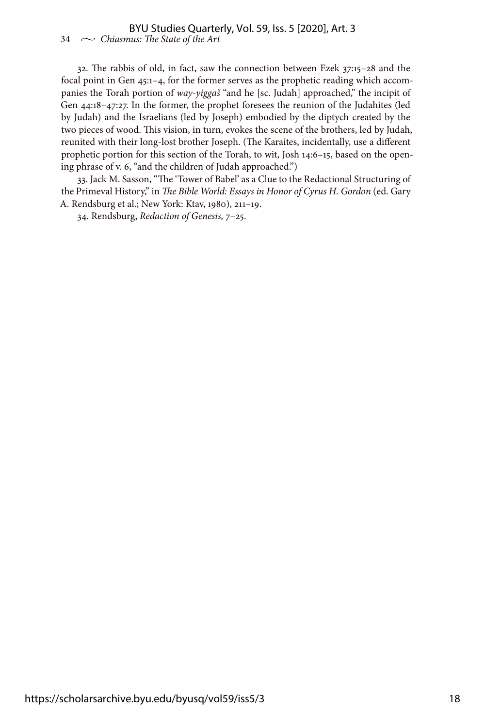32. The rabbis of old, in fact, saw the connection between Ezek 37:15–28 and the focal point in Gen 45:1–4, for the former serves as the prophetic reading which accompanies the Torah portion of *way-yiggaš* "and he [sc. Judah] approached," the incipit of Gen 44:18–47:27. In the former, the prophet foresees the reunion of the Judahites (led by Judah) and the Israelians (led by Joseph) embodied by the diptych created by the two pieces of wood. This vision, in turn, evokes the scene of the brothers, led by Judah, reunited with their long-lost brother Joseph. (The Karaites, incidentally, use a different prophetic portion for this section of the Torah, to wit, Josh 14:6–15, based on the opening phrase of v. 6, "and the children of Judah approached.")

33. Jack M. Sasson, "The 'Tower of Babel' as a Clue to the Redactional Structuring of the Primeval History," in *The Bible World: Essays in Honor of Cyrus H. Gordon* (ed. Gary A. Rendsburg et al.; New York: Ktav, 1980), 211–19.

34. Rendsburg, *Redaction of Genesis,* 7–25.